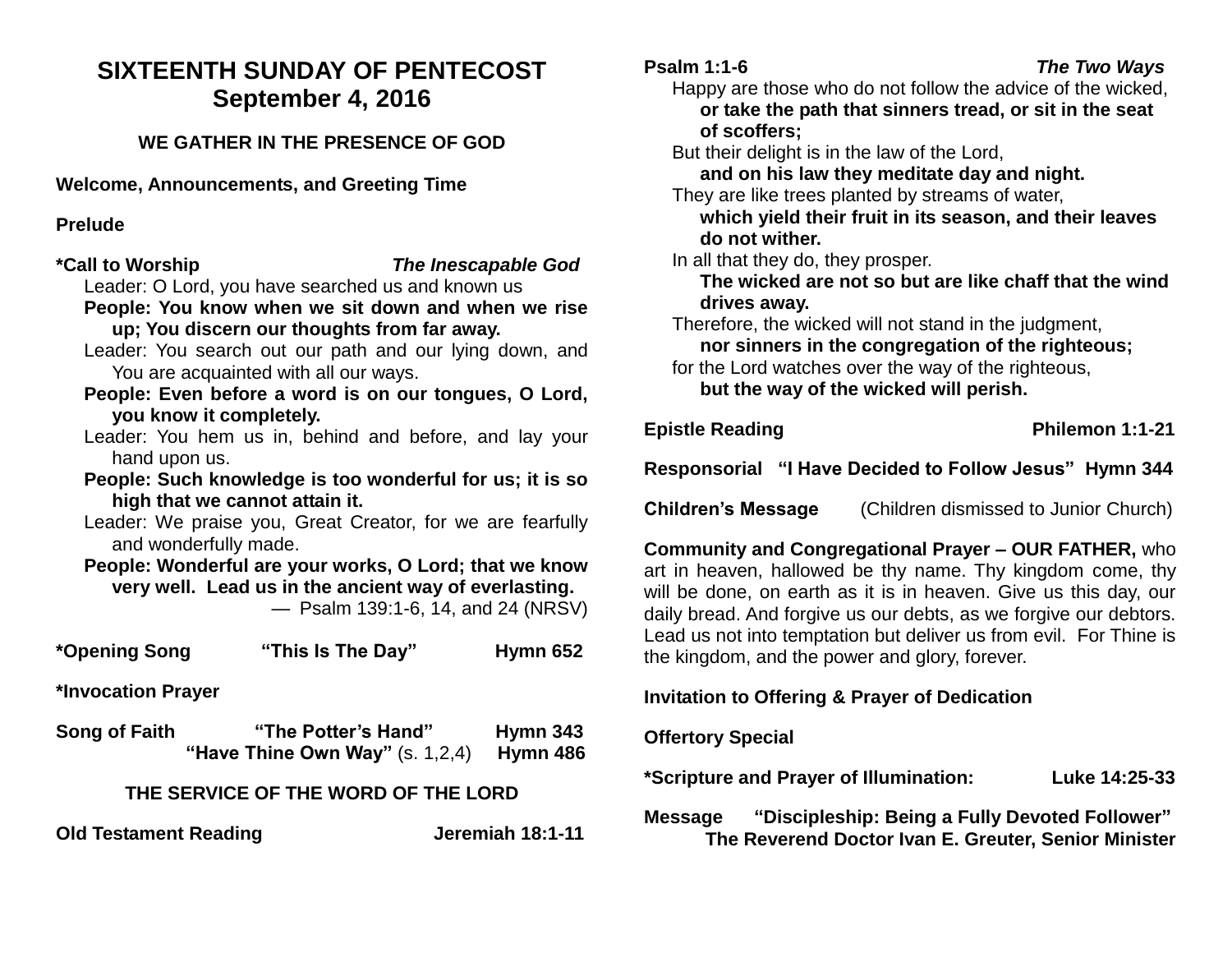# SIXTEENTH SUNDAY OF PENTECOST
## September 4, 2016

### WE GATHER IN THE PRESENCE OF GOD

**Welcome, Announcements, and Greeting Time**

**Prelude**

**\*Call to Worship** *The Inescapable God*

Leader: O Lord, you have searched us and known us

**People: You know when we sit down and when we rise up; You discern our thoughts from far away.**

Leader: You search out our path and our lying down, and You are acquainted with all our ways.

**People: Even before a word is on our tongues, O Lord, you know it completely.**

Leader: You hem us in, behind and before, and lay your hand upon us.

**People: Such knowledge is too wonderful for us; it is so high that we cannot attain it.**

Leader: We praise you, Great Creator, for we are fearfully and wonderfully made.

**People: Wonderful are your works, O Lord; that we know very well. Lead us in the ancient way of everlasting.**

— Psalm 139:1-6, 14, and 24 (NRSV)

**\*Opening Song** **"This Is The Day"** **Hymn 652**

**\*Invocation Prayer**

**Song of Faith** **"The Potter's Hand"** **Hymn 343**
**"Have Thine Own Way"** (s. 1,2,4) **Hymn 486**

### THE SERVICE OF THE WORD OF THE LORD

**Old Testament Reading** **Jeremiah 18:1-11**

**Psalm 1:1-6** ***The Two Ways***

Happy are those who do not follow the advice of the wicked,
**or take the path that sinners tread, or sit in the seat of scoffers;**
But their delight is in the law of the Lord,
**and on his law they meditate day and night.**
They are like trees planted by streams of water,
**which yield their fruit in its season, and their leaves do not wither.**
In all that they do, they prosper.
**The wicked are not so but are like chaff that the wind drives away.**
Therefore, the wicked will not stand in the judgment,
**nor sinners in the congregation of the righteous;**
for the Lord watches over the way of the righteous,
**but the way of the wicked will perish.**

**Epistle Reading** **Philemon 1:1-21**

**Responsorial "I Have Decided to Follow Jesus" Hymn 344**

**Children's Message** (Children dismissed to Junior Church)

**Community and Congregational Prayer – OUR FATHER,** who art in heaven, hallowed be thy name. Thy kingdom come, thy will be done, on earth as it is in heaven. Give us this day, our daily bread. And forgive us our debts, as we forgive our debtors. Lead us not into temptation but deliver us from evil. For Thine is the kingdom, and the power and glory, forever.

**Invitation to Offering & Prayer of Dedication**

**Offertory Special**

**\*Scripture and Prayer of Illumination:** **Luke 14:25-33**

**Message "Discipleship: Being a Fully Devoted Follower"**
**The Reverend Doctor Ivan E. Greuter, Senior Minister**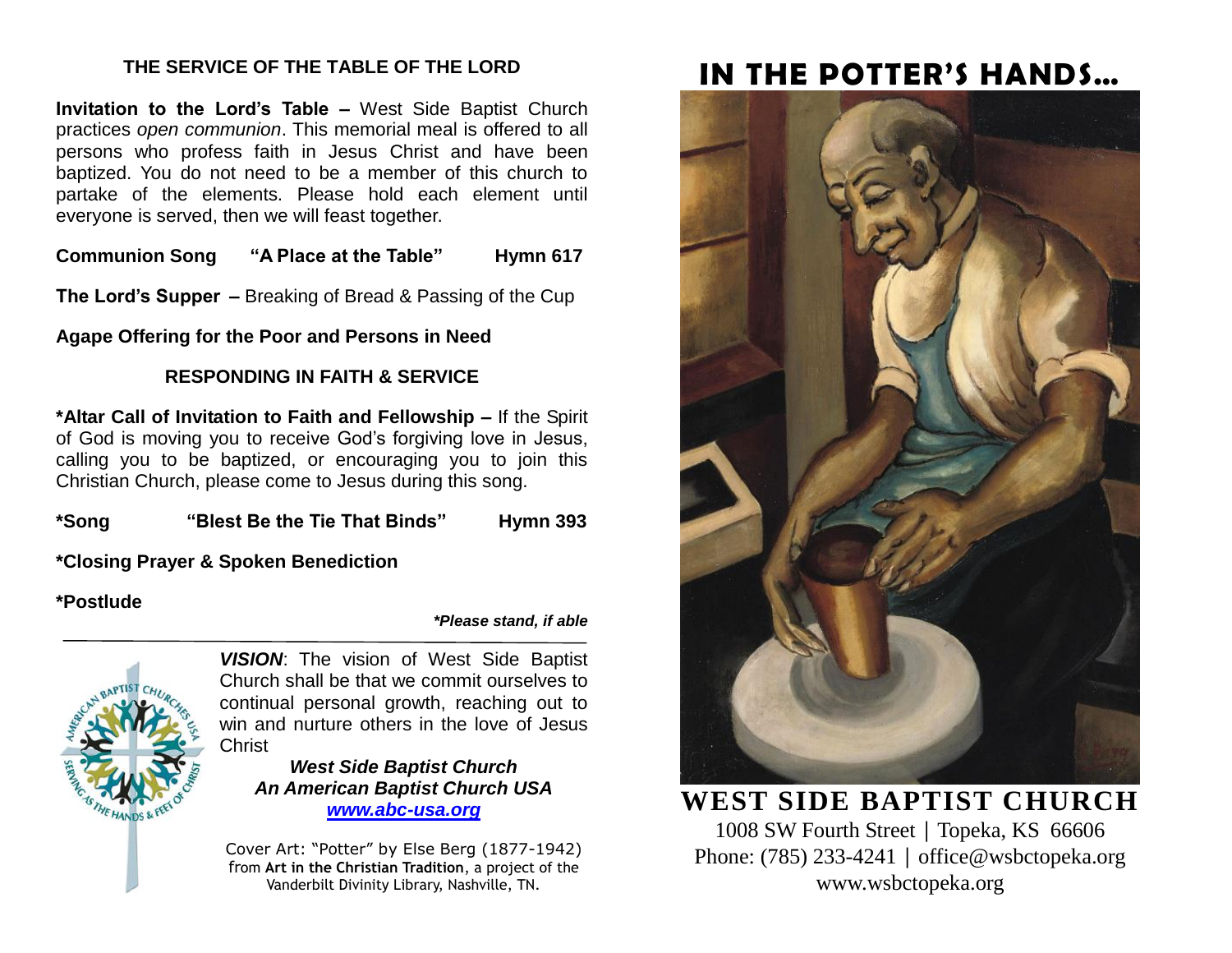## THE SERVICE OF THE TABLE OF THE LORD

**Invitation to the Lord's Table –** West Side Baptist Church practices *open communion*. This memorial meal is offered to all persons who profess faith in Jesus Christ and have been baptized. You do not need to be a member of this church to partake of the elements. Please hold each element until everyone is served, then we will feast together.

**Communion Song "A Place at the Table" Hymn 617**

**The Lord's Supper –** Breaking of Bread & Passing of the Cup

**Agape Offering for the Poor and Persons in Need**

## RESPONDING IN FAITH & SERVICE

**\*Altar Call of Invitation to Faith and Fellowship –** If the Spirit of God is moving you to receive God's forgiving love in Jesus, calling you to be baptized, or encouraging you to join this Christian Church, please come to Jesus during this song.

**\*Song "Blest Be the Tie That Binds" Hymn 393**

**\*Closing Prayer & Spoken Benediction**

**\*Postlude**

***Please stand, if able**

---

***VISION***: The vision of West Side Baptist Church shall be that we commit ourselves to continual personal growth, reaching out to win and nurture others in the love of Jesus Christ

***West Side Baptist Church***
***An American Baptist Church USA***
***www.abc-usa.org***

Cover Art: "Potter" by Else Berg (1877-1942) from **Art in the Christian Tradition**, a project of the Vanderbilt Divinity Library, Nashville, TN.

# IN THE POTTER'S HANDS…

## WEST SIDE BAPTIST CHURCH

1008 SW Fourth Street | Topeka, KS 66606
Phone: (785) 233-4241 | office@wsbctopeka.org
www.wsbctopeka.org